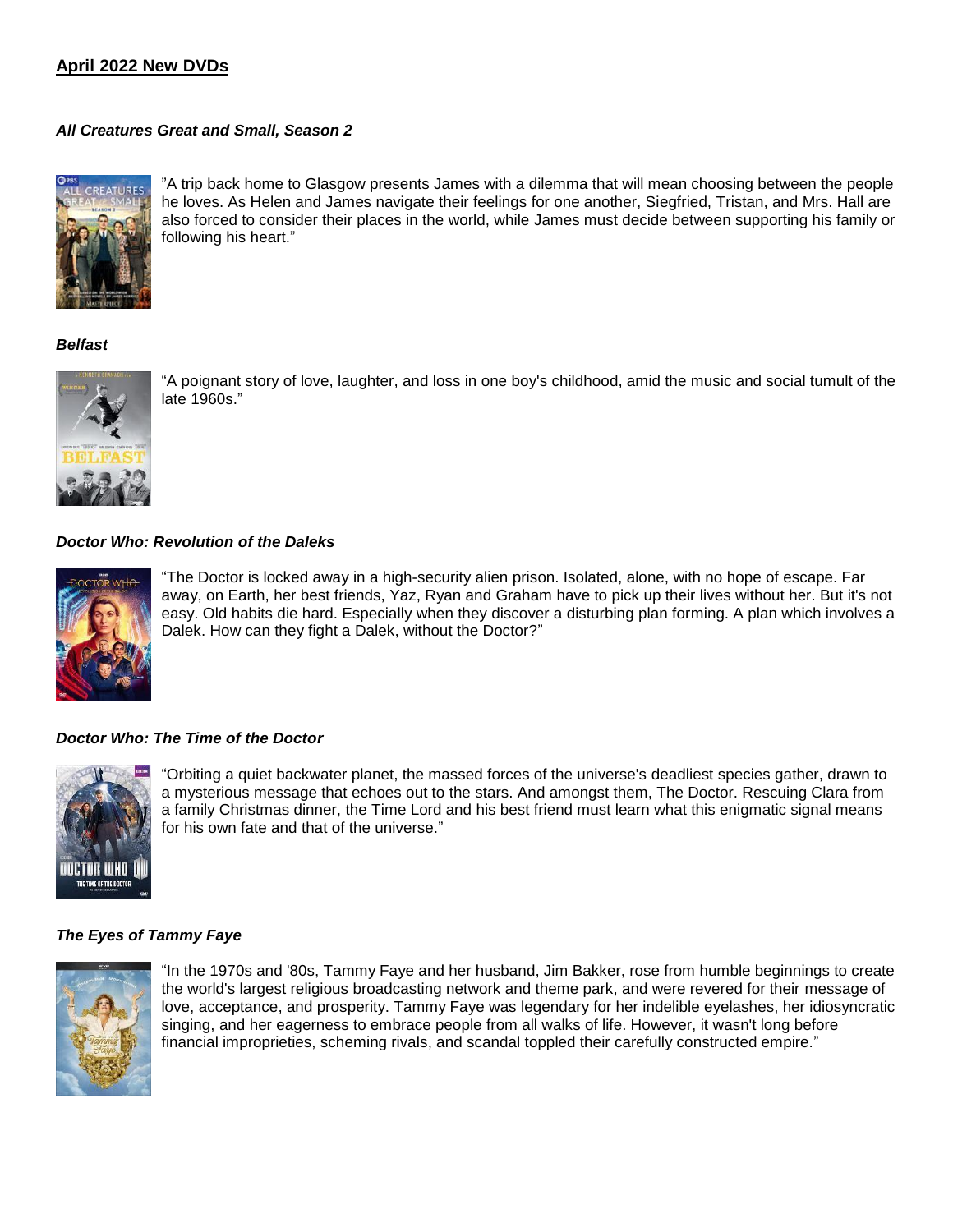## April 2022 New DVDs

### *All Creatures Great and Small, Season 2*

"A trip back home to Glasgow presents James with a dilemma that will mean choosing between the people he loves. As Helen and James navigate their feelings for one another, Siegfried, Tristan, and Mrs. Hall are also forced to consider their places in the world, while James must decide between supporting his family or following his heart."

### *Belfast*

"A poignant story of love, laughter, and loss in one boy's childhood, amid the music and social tumult of the late 1960s."

### *Doctor Who: Revolution of the Daleks*

"The Doctor is locked away in a high-security alien prison. Isolated, alone, with no hope of escape. Far away, on Earth, her best friends, Yaz, Ryan and Graham have to pick up their lives without her. But it's not easy. Old habits die hard. Especially when they discover a disturbing plan forming. A plan which involves a Dalek. How can they fight a Dalek, without the Doctor?"

### *Doctor Who: The Time of the Doctor*

"Orbiting a quiet backwater planet, the massed forces of the universe's deadliest species gather, drawn to a mysterious message that echoes out to the stars. And amongst them, The Doctor. Rescuing Clara from a family Christmas dinner, the Time Lord and his best friend must learn what this enigmatic signal means for his own fate and that of the universe."

### *The Eyes of Tammy Faye*

"In the 1970s and '80s, Tammy Faye and her husband, Jim Bakker, rose from humble beginnings to create the world's largest religious broadcasting network and theme park, and were revered for their message of love, acceptance, and prosperity. Tammy Faye was legendary for her indelible eyelashes, her idiosyncratic singing, and her eagerness to embrace people from all walks of life. However, it wasn't long before financial improprieties, scheming rivals, and scandal toppled their carefully constructed empire."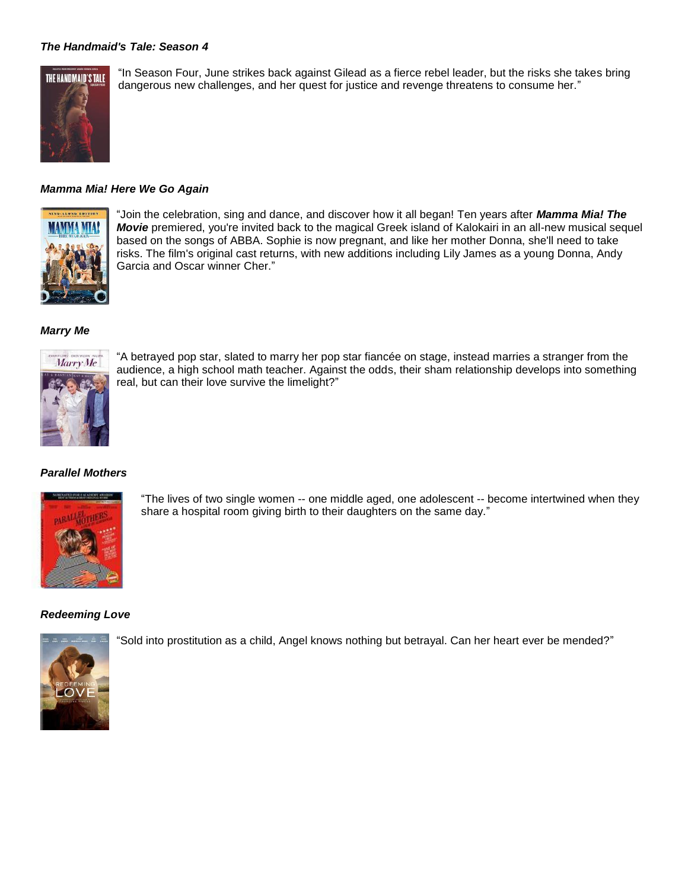***The Handmaid's Tale: Season 4***

"In Season Four, June strikes back against Gilead as a fierce rebel leader, but the risks she takes bring dangerous new challenges, and her quest for justice and revenge threatens to consume her."

***Mamma Mia! Here We Go Again***

"Join the celebration, sing and dance, and discover how it all began! Ten years after ***Mamma Mia! The Movie*** premiered, you're invited back to the magical Greek island of Kalokairi in an all-new musical sequel based on the songs of ABBA. Sophie is now pregnant, and like her mother Donna, she'll need to take risks. The film's original cast returns, with new additions including Lily James as a young Donna, Andy Garcia and Oscar winner Cher."

***Marry Me***

"A betrayed pop star, slated to marry her pop star fiancée on stage, instead marries a stranger from the audience, a high school math teacher. Against the odds, their sham relationship develops into something real, but can their love survive the limelight?"

***Parallel Mothers***

"The lives of two single women -- one middle aged, one adolescent -- become intertwined when they share a hospital room giving birth to their daughters on the same day."

***Redeeming Love***

"Sold into prostitution as a child, Angel knows nothing but betrayal. Can her heart ever be mended?"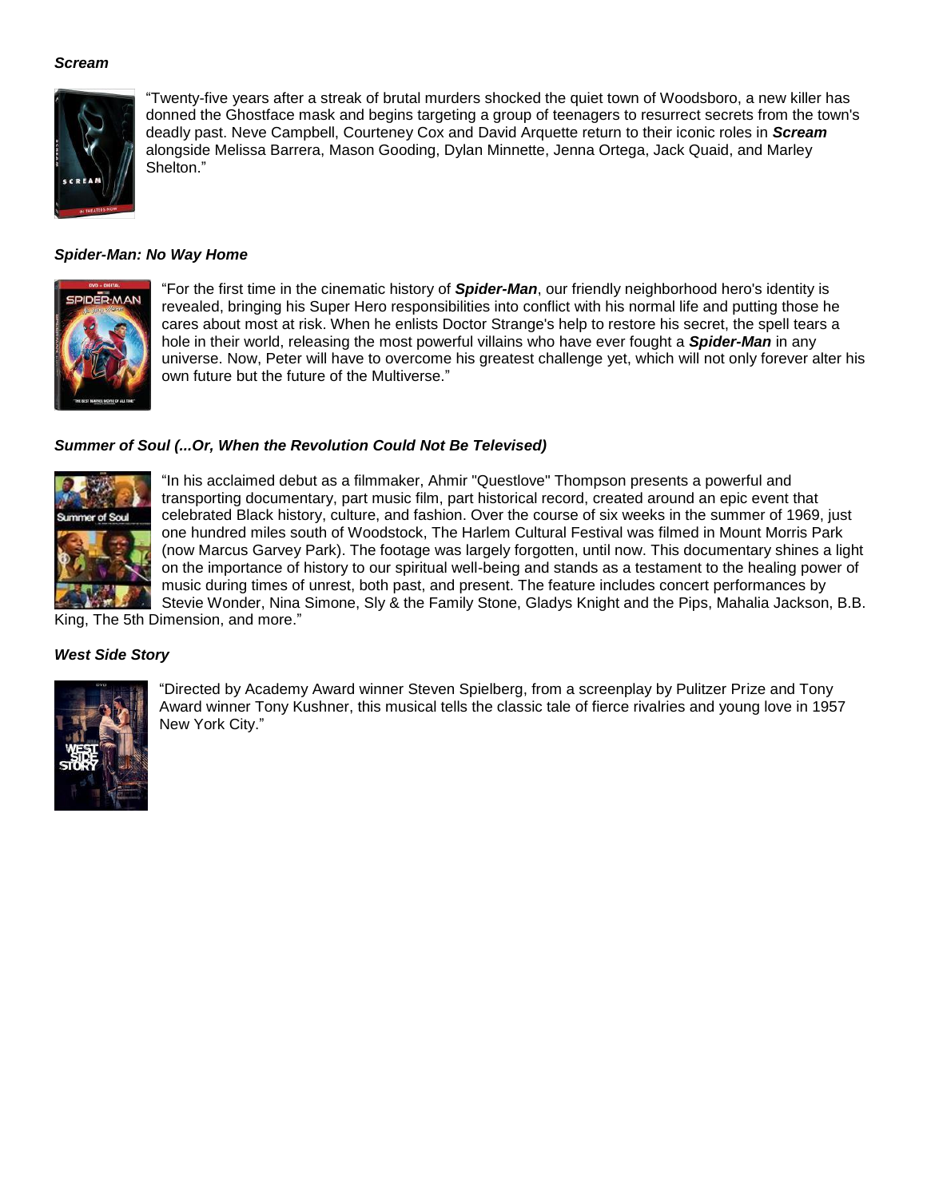***Scream***

"Twenty-five years after a streak of brutal murders shocked the quiet town of Woodsboro, a new killer has donned the Ghostface mask and begins targeting a group of teenagers to resurrect secrets from the town's deadly past. Neve Campbell, Courteney Cox and David Arquette return to their iconic roles in ***Scream*** alongside Melissa Barrera, Mason Gooding, Dylan Minnette, Jenna Ortega, Jack Quaid, and Marley Shelton."

***Spider-Man: No Way Home***

"For the first time in the cinematic history of ***Spider-Man***, our friendly neighborhood hero's identity is revealed, bringing his Super Hero responsibilities into conflict with his normal life and putting those he cares about most at risk. When he enlists Doctor Strange's help to restore his secret, the spell tears a hole in their world, releasing the most powerful villains who have ever fought a ***Spider-Man*** in any universe. Now, Peter will have to overcome his greatest challenge yet, which will not only forever alter his own future but the future of the Multiverse."

***Summer of Soul (...Or, When the Revolution Could Not Be Televised)***

"In his acclaimed debut as a filmmaker, Ahmir "Questlove" Thompson presents a powerful and transporting documentary, part music film, part historical record, created around an epic event that celebrated Black history, culture, and fashion. Over the course of six weeks in the summer of 1969, just one hundred miles south of Woodstock, The Harlem Cultural Festival was filmed in Mount Morris Park (now Marcus Garvey Park). The footage was largely forgotten, until now. This documentary shines a light on the importance of history to our spiritual well-being and stands as a testament to the healing power of music during times of unrest, both past, and present. The feature includes concert performances by Stevie Wonder, Nina Simone, Sly & the Family Stone, Gladys Knight and the Pips, Mahalia Jackson, B.B. King, The 5th Dimension, and more."

***West Side Story***

"Directed by Academy Award winner Steven Spielberg, from a screenplay by Pulitzer Prize and Tony Award winner Tony Kushner, this musical tells the classic tale of fierce rivalries and young love in 1957 New York City."